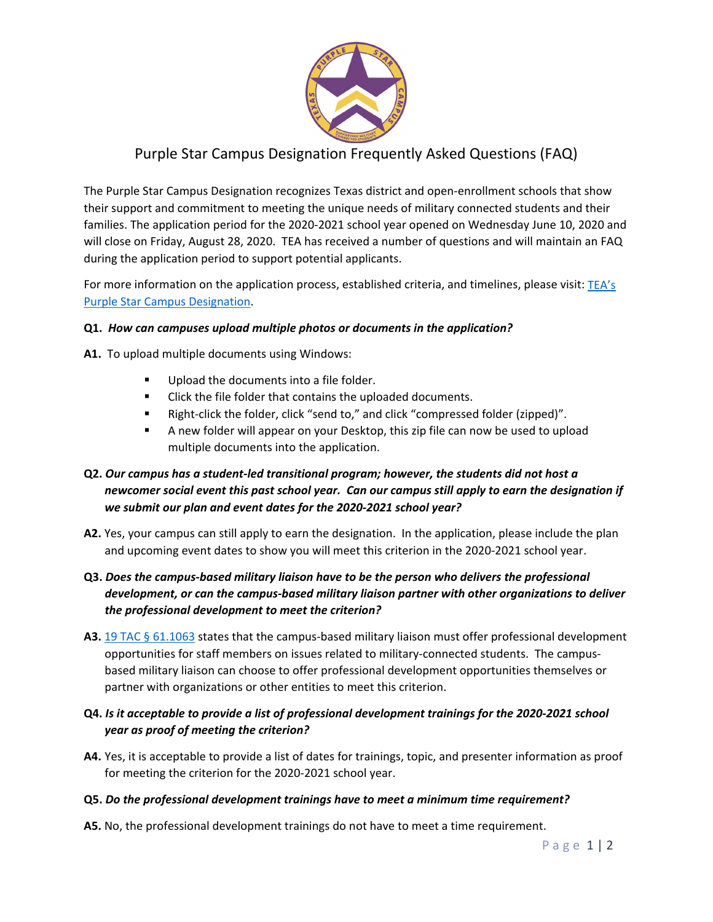# Purple Star Campus Designation Frequently Asked Questions (FAQ)

The Purple Star Campus Designation recognizes Texas district and open-enrollment schools that show their support and commitment to meeting the unique needs of military connected students and their families. The application period for the 2020-2021 school year opened on Wednesday June 10, 2020 and will close on Friday, August 28, 2020. TEA has received a number of questions and will maintain an FAQ during the application period to support potential applicants.

For more information on the application process, established criteria, and timelines, please visit: [TEA's Purple Star Campus Designation](#).

**Q1.** ***How can campuses upload multiple photos or documents in the application?***

**A1.** To upload multiple documents using Windows:

- Upload the documents into a file folder.
- Click the file folder that contains the uploaded documents.
- Right-click the folder, click "send to," and click "compressed folder (zipped)".
- A new folder will appear on your Desktop, this zip file can now be used to upload multiple documents into the application.

**Q2.** ***Our campus has a student-led transitional program; however, the students did not host a newcomer social event this past school year. Can our campus still apply to earn the designation if we submit our plan and event dates for the 2020-2021 school year?***

**A2.** Yes, your campus can still apply to earn the designation. In the application, please include the plan and upcoming event dates to show you will meet this criterion in the 2020-2021 school year.

**Q3.** ***Does the campus-based military liaison have to be the person who delivers the professional development, or can the campus-based military liaison partner with other organizations to deliver the professional development to meet the criterion?***

**A3.** [19 TAC § 61.1063](#) states that the campus-based military liaison must offer professional development opportunities for staff members on issues related to military-connected students. The campus-based military liaison can choose to offer professional development opportunities themselves or partner with organizations or other entities to meet this criterion.

**Q4.** ***Is it acceptable to provide a list of professional development trainings for the 2020-2021 school year as proof of meeting the criterion?***

**A4.** Yes, it is acceptable to provide a list of dates for trainings, topic, and presenter information as proof for meeting the criterion for the 2020-2021 school year.

**Q5.** ***Do the professional development trainings have to meet a minimum time requirement?***

**A5.** No, the professional development trainings do not have to meet a time requirement.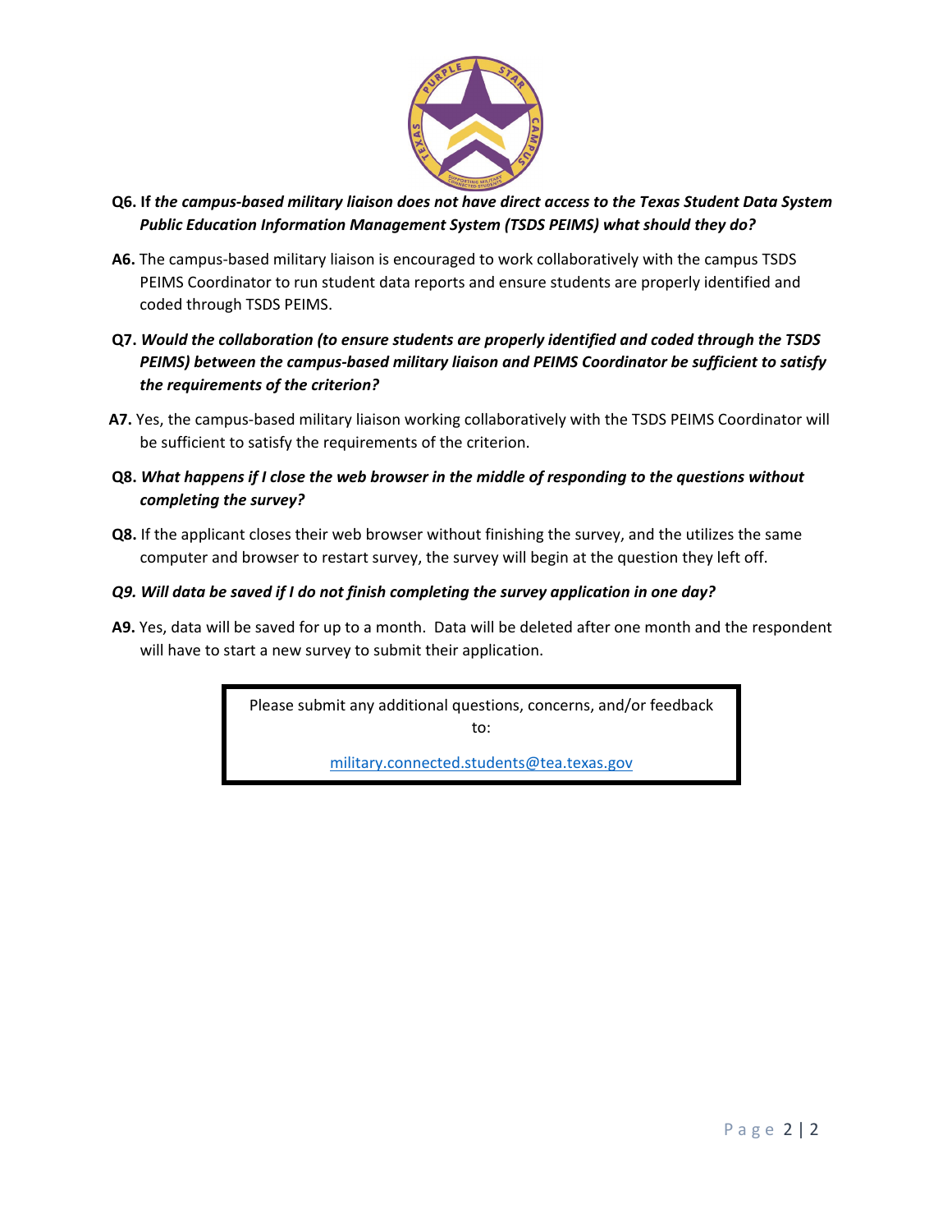**Q6.** If ***the campus-based military liaison does not have direct access to the Texas Student Data System Public Education Information Management System (TSDS PEIMS) what should they do?***

**A6.** The campus-based military liaison is encouraged to work collaboratively with the campus TSDS PEIMS Coordinator to run student data reports and ensure students are properly identified and coded through TSDS PEIMS.

**Q7.** ***Would the collaboration (to ensure students are properly identified and coded through the TSDS PEIMS) between the campus-based military liaison and PEIMS Coordinator be sufficient to satisfy the requirements of the criterion?***

**A7.** Yes, the campus-based military liaison working collaboratively with the TSDS PEIMS Coordinator will be sufficient to satisfy the requirements of the criterion.

**Q8.** ***What happens if I close the web browser in the middle of responding to the questions without completing the survey?***

**Q8.** If the applicant closes their web browser without finishing the survey, and the utilizes the same computer and browser to restart survey, the survey will begin at the question they left off.

***Q9. Will data be saved if I do not finish completing the survey application in one day?***

**A9.** Yes, data will be saved for up to a month. Data will be deleted after one month and the respondent will have to start a new survey to submit their application.

Please submit any additional questions, concerns, and/or feedback to:

military.connected.students@tea.texas.gov